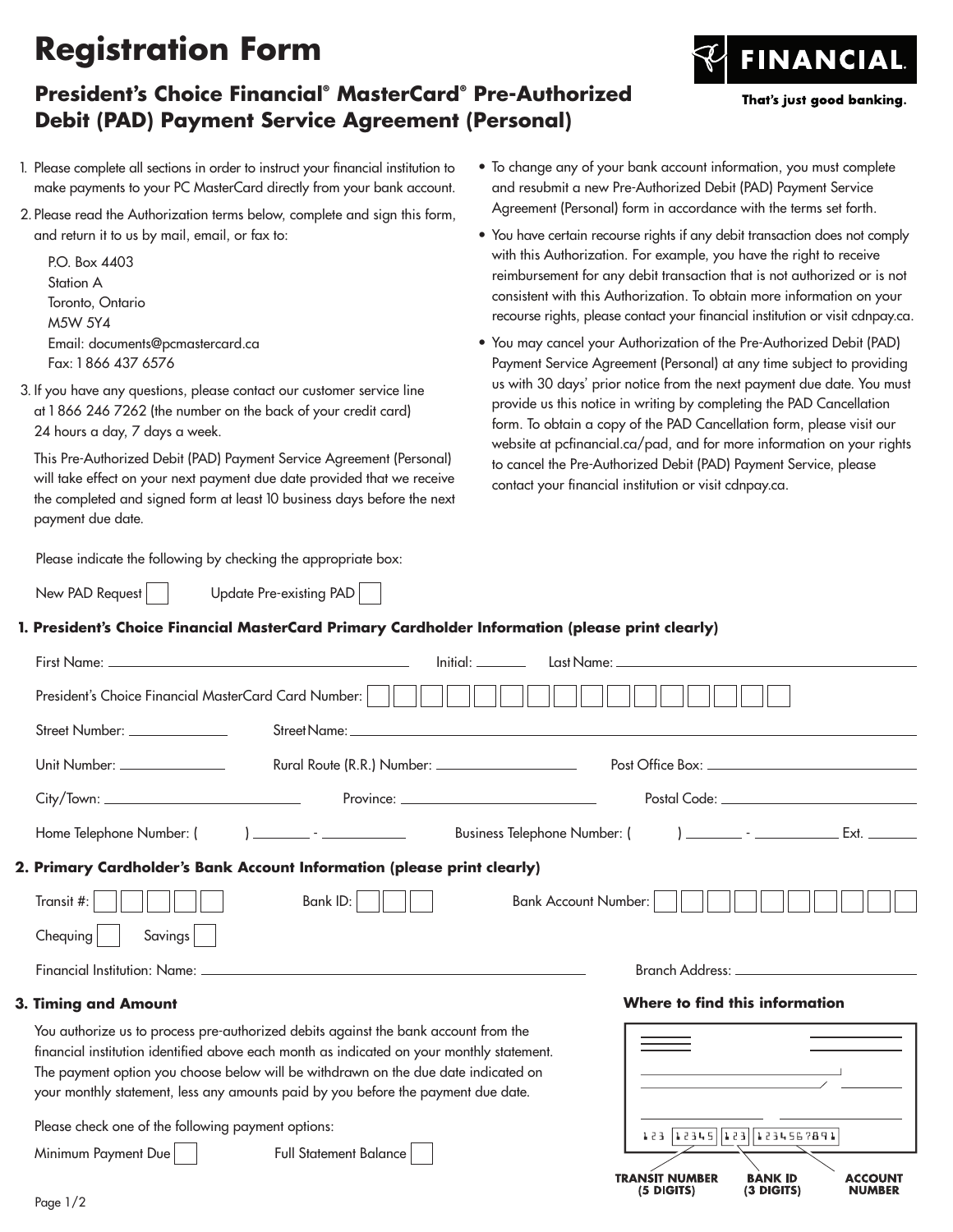# Registration Form

## President's Choice Financial® MasterCard® Pre-Authorized Debit (PAD) Payment Service Agreement (Personal)

FINANCIAL

That's just good banking.

1. Please complete all sections in order to instruct your financial institution to make payments to your PC MasterCard directly from your bank account.
2. Please read the Authorization terms below, complete and sign this form, and return it to us by mail, email, or fax to:

   P.O. Box 4403
   Station A
   Toronto, Ontario
   M5W 5Y4
   Email: documents@pcmastercard.ca
   Fax: 1 866 437 6576

3. If you have any questions, please contact our customer service line at 1 866 246 7262 (the number on the back of your credit card) 24 hours a day, 7 days a week.

   This Pre-Authorized Debit (PAD) Payment Service Agreement (Personal) will take effect on your next payment due date provided that we receive the completed and signed form at least 10 business days before the next payment due date.

- To change any of your bank account information, you must complete and resubmit a new Pre-Authorized Debit (PAD) Payment Service Agreement (Personal) form in accordance with the terms set forth.
- You have certain recourse rights if any debit transaction does not comply with this Authorization. For example, you have the right to receive reimbursement for any debit transaction that is not authorized or is not consistent with this Authorization. To obtain more information on your recourse rights, please contact your financial institution or visit cdnpay.ca.
- You may cancel your Authorization of the Pre-Authorized Debit (PAD) Payment Service Agreement (Personal) at any time subject to providing us with 30 days' prior notice from the next payment due date. You must provide us this notice in writing by completing the PAD Cancellation form. To obtain a copy of the PAD Cancellation form, please visit our website at pcfinancial.ca/pad, and for more information on your rights to cancel the Pre-Authorized Debit (PAD) Payment Service, please contact your financial institution or visit cdnpay.ca.

Please indicate the following by checking the appropriate box:

New PAD Request ☐ Update Pre-existing PAD ☐

### 1. President's Choice Financial MasterCard Primary Cardholder Information (please print clearly)

First Name: ____________________ Initial: ______ Last Name: ____________________

President's Choice Financial MasterCard Card Number: ☐☐☐☐☐☐☐☐☐☐☐☐☐☐☐☐

Street Number: __________ Street Name: ____________________

Unit Number: __________ Rural Route (R.R.) Number: __________ Post Office Box: __________

City/Town: __________ Province: __________ Postal Code: __________

Home Telephone Number: ( ) ______ - ______ Business Telephone Number: ( ) ______ - ______ Ext. ______

### 2. Primary Cardholder's Bank Account Information (please print clearly)

Transit #: ☐☐☐☐☐ Bank ID: ☐☐☐ Bank Account Number: ☐☐☐☐☐☐☐☐☐☐☐☐

Chequing ☐ Savings ☐

Financial Institution: Name: ____________________ Branch Address: ____________________

### 3. Timing and Amount

You authorize us to process pre-authorized debits against the bank account from the financial institution identified above each month as indicated on your monthly statement. The payment option you choose below will be withdrawn on the due date indicated on your monthly statement, less any amounts paid by you before the payment due date.

Please check one of the following payment options:

Minimum Payment Due ☐ Full Statement Balance ☐

**Where to find this information**

123 12345 123 1234567891

TRANSIT NUMBER (5 DIGITS) | BANK ID (3 DIGITS) | ACCOUNT NUMBER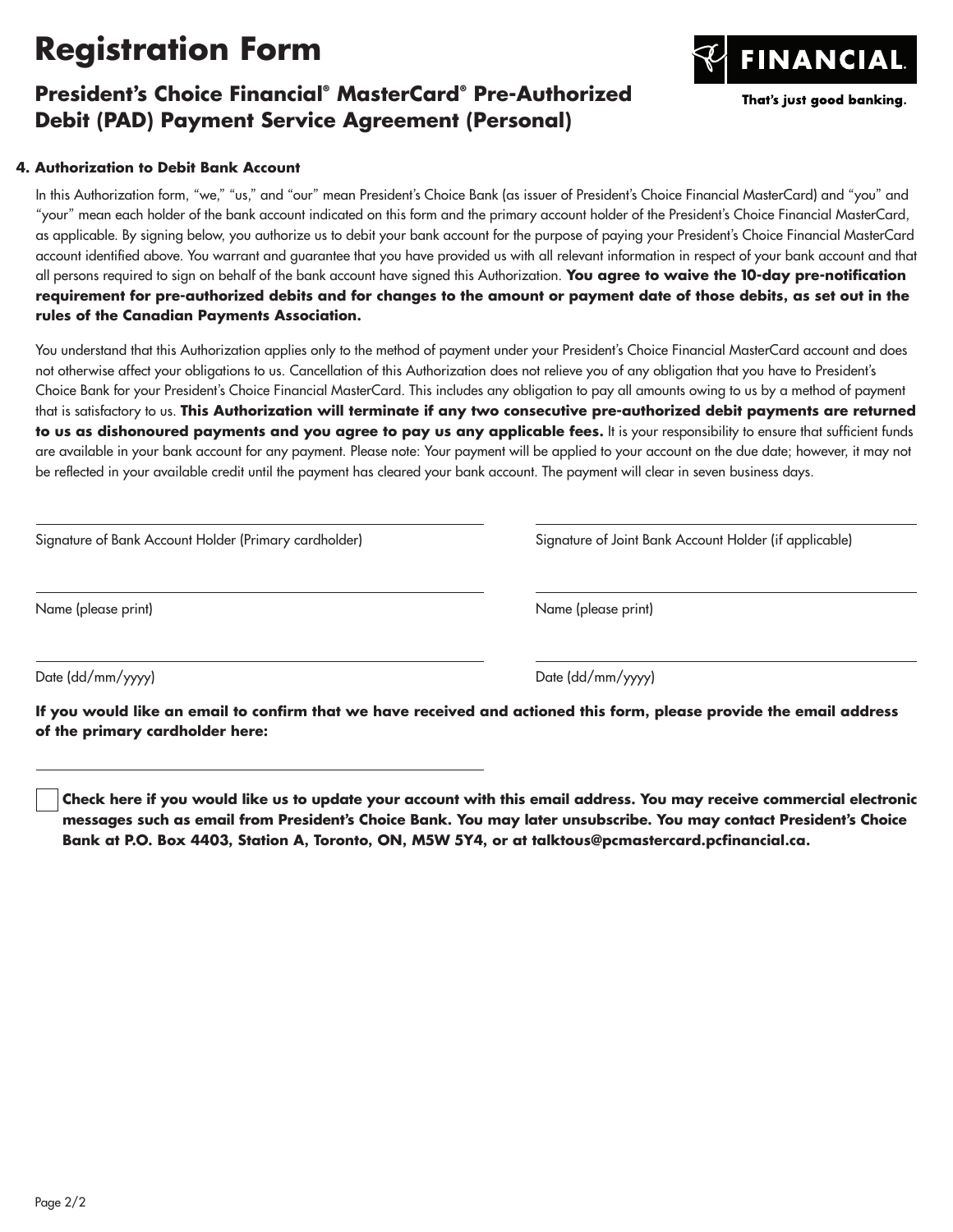# Registration Form

## President's Choice Financial® MasterCard® Pre-Authorized Debit (PAD) Payment Service Agreement (Personal)

FINANCIAL.

That's just good banking.

**4. Authorization to Debit Bank Account**

In this Authorization form, "we," "us," and "our" mean President's Choice Bank (as issuer of President's Choice Financial MasterCard) and "you" and "your" mean each holder of the bank account indicated on this form and the primary account holder of the President's Choice Financial MasterCard, as applicable. By signing below, you authorize us to debit your bank account for the purpose of paying your President's Choice Financial MasterCard account identified above. You warrant and guarantee that you have provided us with all relevant information in respect of your bank account and that all persons required to sign on behalf of the bank account have signed this Authorization. **You agree to waive the 10-day pre-notification requirement for pre-authorized debits and for changes to the amount or payment date of those debits, as set out in the rules of the Canadian Payments Association.**

You understand that this Authorization applies only to the method of payment under your President's Choice Financial MasterCard account and does not otherwise affect your obligations to us. Cancellation of this Authorization does not relieve you of any obligation that you have to President's Choice Bank for your President's Choice Financial MasterCard. This includes any obligation to pay all amounts owing to us by a method of payment that is satisfactory to us. **This Authorization will terminate if any two consecutive pre-authorized debit payments are returned to us as dishonoured payments and you agree to pay us any applicable fees.** It is your responsibility to ensure that sufficient funds are available in your bank account for any payment. Please note: Your payment will be applied to your account on the due date; however, it may not be reflected in your available credit until the payment has cleared your bank account. The payment will clear in seven business days.

Signature of Bank Account Holder (Primary cardholder): ____________________

Name (please print): ____________________

Date (dd/mm/yyyy): ____________________

Signature of Joint Bank Account Holder (if applicable): ____________________

Name (please print): ____________________

Date (dd/mm/yyyy): ____________________

**If you would like an email to confirm that we have received and actioned this form, please provide the email address of the primary cardholder here:**

____________________

☐ **Check here if you would like us to update your account with this email address. You may receive commercial electronic messages such as email from President's Choice Bank. You may later unsubscribe. You may contact President's Choice Bank at P.O. Box 4403, Station A, Toronto, ON, M5W 5Y4, or at talktous@pcmastercard.pcfinancial.ca.**